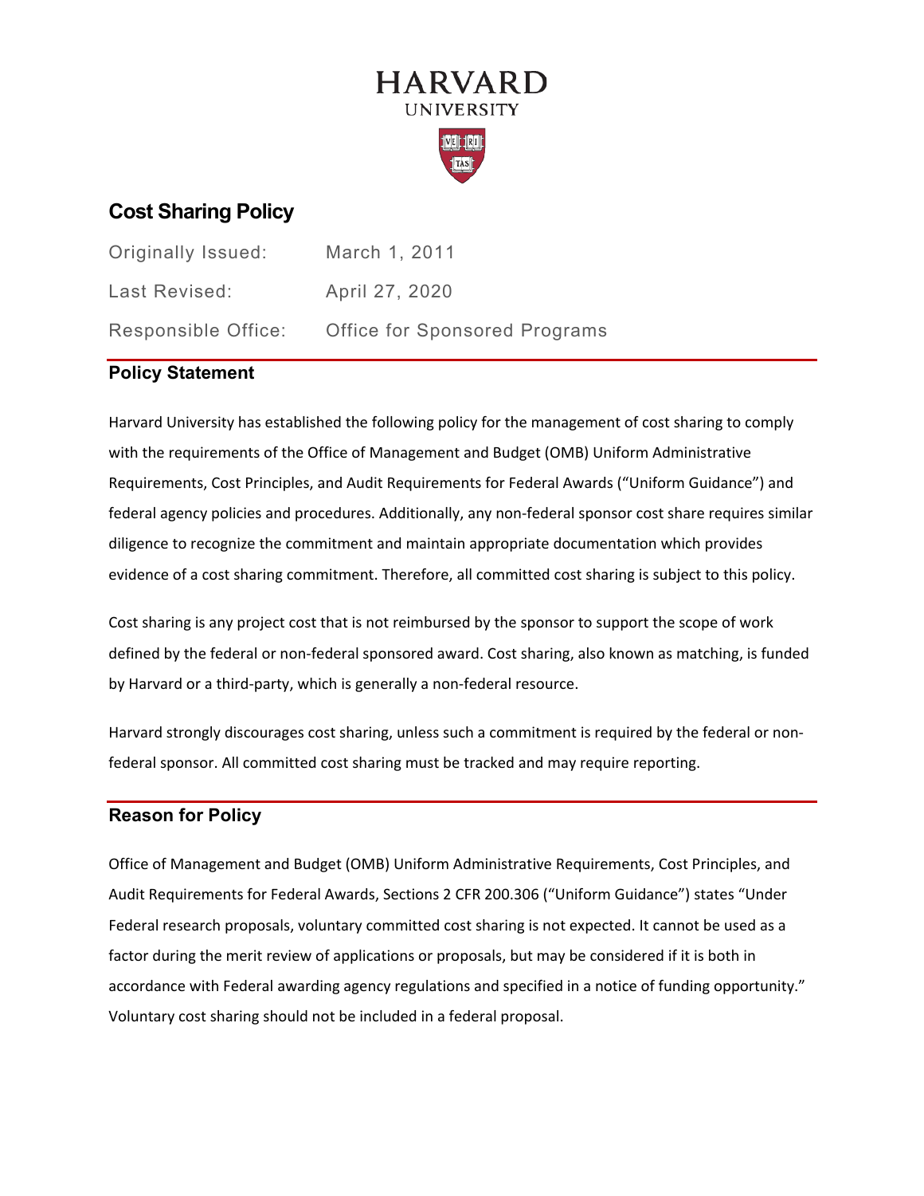# HARVARD UNIVERSITY

## Cost Sharing Policy

Originally Issued: March 1, 2011

Last Revised: April 27, 2020

Responsible Office: Office for Sponsored Programs

### Policy Statement

Harvard University has established the following policy for the management of cost sharing to comply with the requirements of the Office of Management and Budget (OMB) Uniform Administrative Requirements, Cost Principles, and Audit Requirements for Federal Awards ("Uniform Guidance") and federal agency policies and procedures. Additionally, any non-federal sponsor cost share requires similar diligence to recognize the commitment and maintain appropriate documentation which provides evidence of a cost sharing commitment. Therefore, all committed cost sharing is subject to this policy.

Cost sharing is any project cost that is not reimbursed by the sponsor to support the scope of work defined by the federal or non-federal sponsored award. Cost sharing, also known as matching, is funded by Harvard or a third-party, which is generally a non-federal resource.

Harvard strongly discourages cost sharing, unless such a commitment is required by the federal or non-federal sponsor. All committed cost sharing must be tracked and may require reporting.

### Reason for Policy

Office of Management and Budget (OMB) Uniform Administrative Requirements, Cost Principles, and Audit Requirements for Federal Awards, Sections 2 CFR 200.306 ("Uniform Guidance") states "Under Federal research proposals, voluntary committed cost sharing is not expected. It cannot be used as a factor during the merit review of applications or proposals, but may be considered if it is both in accordance with Federal awarding agency regulations and specified in a notice of funding opportunity." Voluntary cost sharing should not be included in a federal proposal.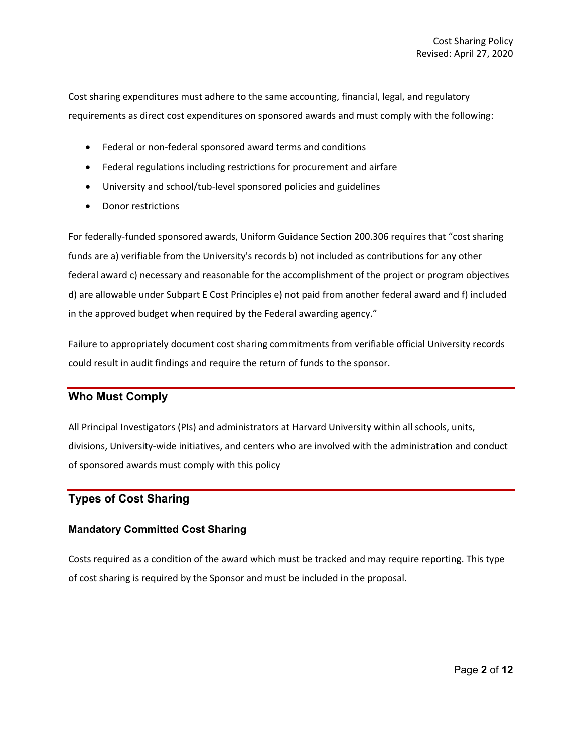Cost sharing expenditures must adhere to the same accounting, financial, legal, and regulatory requirements as direct cost expenditures on sponsored awards and must comply with the following:

- Federal or non-federal sponsored award terms and conditions
- Federal regulations including restrictions for procurement and airfare
- University and school/tub-level sponsored policies and guidelines
- Donor restrictions

For federally-funded sponsored awards, Uniform Guidance Section 200.306 requires that "cost sharing funds are a) verifiable from the University's records b) not included as contributions for any other federal award c) necessary and reasonable for the accomplishment of the project or program objectives d) are allowable under Subpart E Cost Principles e) not paid from another federal award and f) included in the approved budget when required by the Federal awarding agency."

Failure to appropriately document cost sharing commitments from verifiable official University records could result in audit findings and require the return of funds to the sponsor.

## Who Must Comply

All Principal Investigators (PIs) and administrators at Harvard University within all schools, units, divisions, University-wide initiatives, and centers who are involved with the administration and conduct of sponsored awards must comply with this policy

## Types of Cost Sharing

### Mandatory Committed Cost Sharing

Costs required as a condition of the award which must be tracked and may require reporting. This type of cost sharing is required by the Sponsor and must be included in the proposal.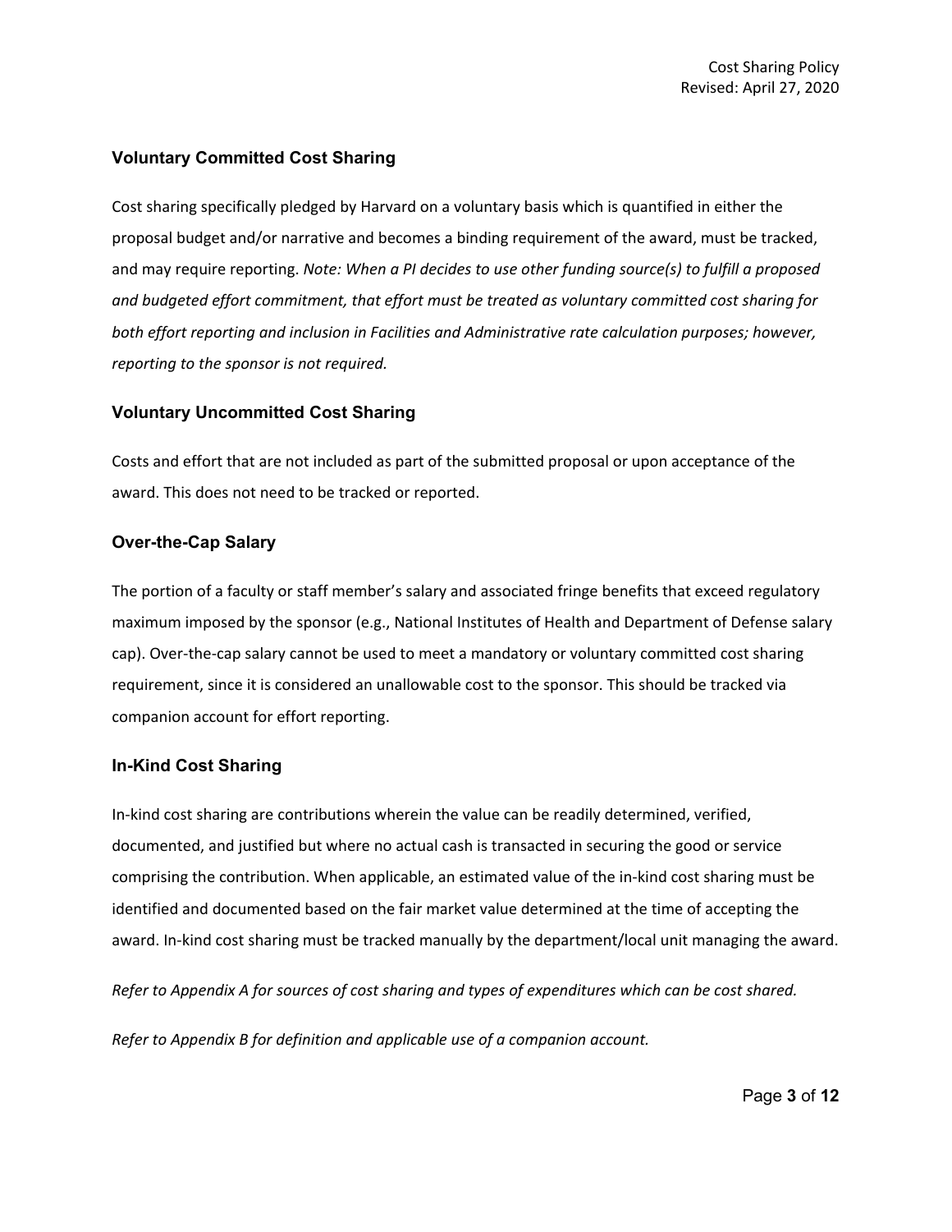### Voluntary Committed Cost Sharing

Cost sharing specifically pledged by Harvard on a voluntary basis which is quantified in either the proposal budget and/or narrative and becomes a binding requirement of the award, must be tracked, and may require reporting. *Note: When a PI decides to use other funding source(s) to fulfill a proposed and budgeted effort commitment, that effort must be treated as voluntary committed cost sharing for both effort reporting and inclusion in Facilities and Administrative rate calculation purposes; however, reporting to the sponsor is not required.*

### Voluntary Uncommitted Cost Sharing

Costs and effort that are not included as part of the submitted proposal or upon acceptance of the award. This does not need to be tracked or reported.

### Over-the-Cap Salary

The portion of a faculty or staff member's salary and associated fringe benefits that exceed regulatory maximum imposed by the sponsor (e.g., National Institutes of Health and Department of Defense salary cap). Over-the-cap salary cannot be used to meet a mandatory or voluntary committed cost sharing requirement, since it is considered an unallowable cost to the sponsor. This should be tracked via companion account for effort reporting.

### In-Kind Cost Sharing

In-kind cost sharing are contributions wherein the value can be readily determined, verified, documented, and justified but where no actual cash is transacted in securing the good or service comprising the contribution. When applicable, an estimated value of the in-kind cost sharing must be identified and documented based on the fair market value determined at the time of accepting the award. In-kind cost sharing must be tracked manually by the department/local unit managing the award.

*Refer to Appendix A for sources of cost sharing and types of expenditures which can be cost shared.*

*Refer to Appendix B for definition and applicable use of a companion account.*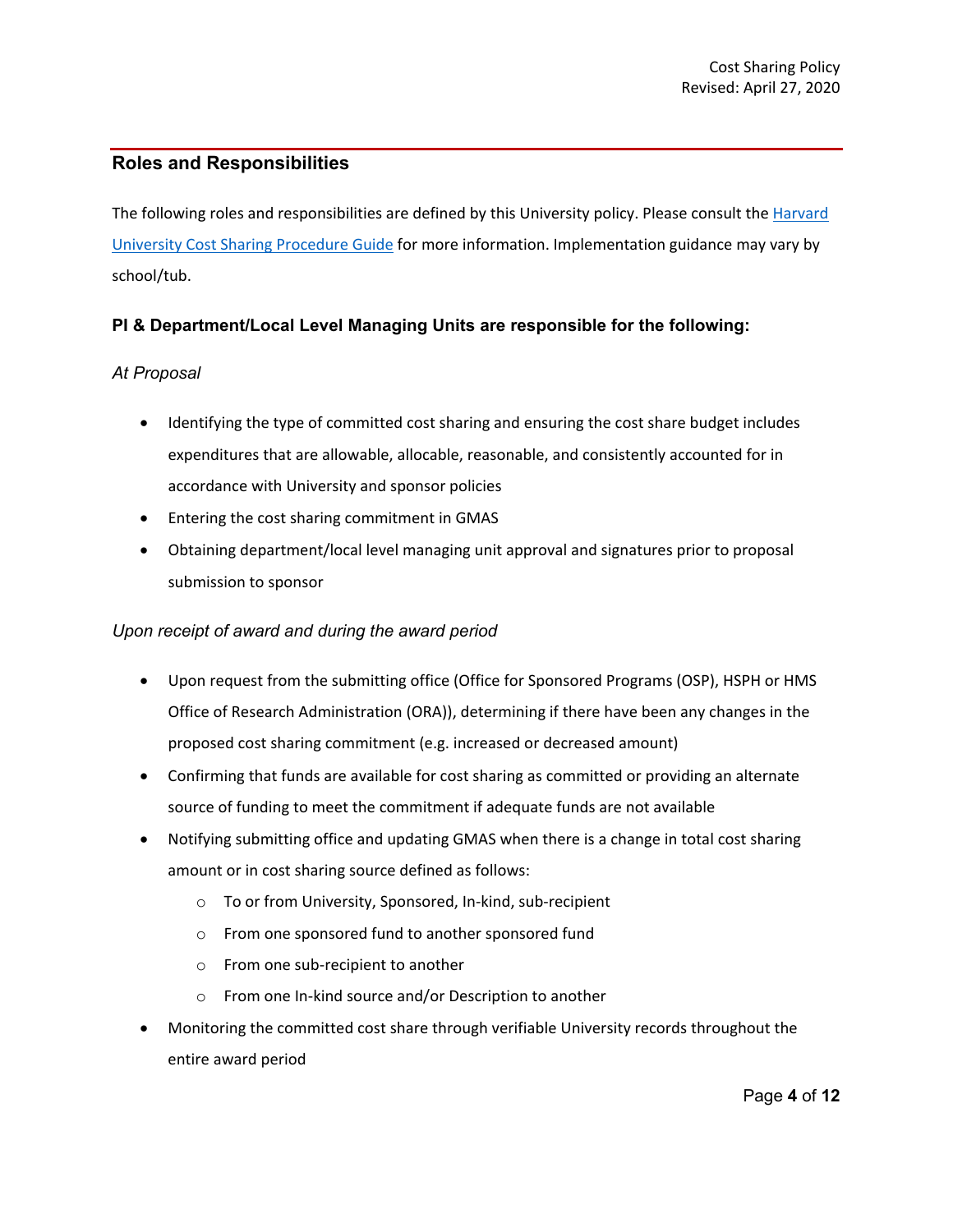## Roles and Responsibilities

The following roles and responsibilities are defined by this University policy. Please consult the [Harvard University Cost Sharing Procedure Guide]() for more information. Implementation guidance may vary by school/tub.

### PI & Department/Local Level Managing Units are responsible for the following:

*At Proposal*

- Identifying the type of committed cost sharing and ensuring the cost share budget includes expenditures that are allowable, allocable, reasonable, and consistently accounted for in accordance with University and sponsor policies
- Entering the cost sharing commitment in GMAS
- Obtaining department/local level managing unit approval and signatures prior to proposal submission to sponsor

*Upon receipt of award and during the award period*

- Upon request from the submitting office (Office for Sponsored Programs (OSP), HSPH or HMS Office of Research Administration (ORA)), determining if there have been any changes in the proposed cost sharing commitment (e.g. increased or decreased amount)
- Confirming that funds are available for cost sharing as committed or providing an alternate source of funding to meet the commitment if adequate funds are not available
- Notifying submitting office and updating GMAS when there is a change in total cost sharing amount or in cost sharing source defined as follows:
  - To or from University, Sponsored, In-kind, sub-recipient
  - From one sponsored fund to another sponsored fund
  - From one sub-recipient to another
  - From one In-kind source and/or Description to another
- Monitoring the committed cost share through verifiable University records throughout the entire award period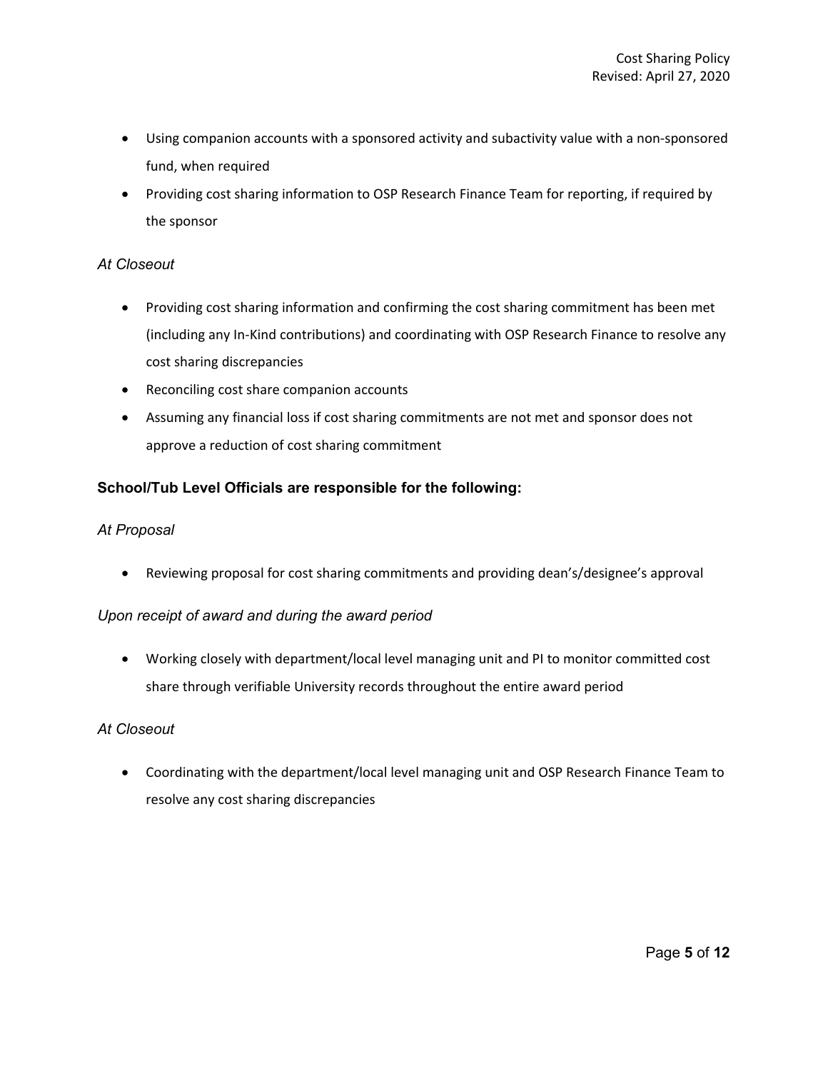- Using companion accounts with a sponsored activity and subactivity value with a non-sponsored fund, when required
- Providing cost sharing information to OSP Research Finance Team for reporting, if required by the sponsor

*At Closeout*

- Providing cost sharing information and confirming the cost sharing commitment has been met (including any In-Kind contributions) and coordinating with OSP Research Finance to resolve any cost sharing discrepancies
- Reconciling cost share companion accounts
- Assuming any financial loss if cost sharing commitments are not met and sponsor does not approve a reduction of cost sharing commitment

### School/Tub Level Officials are responsible for the following:

*At Proposal*

- Reviewing proposal for cost sharing commitments and providing dean's/designee's approval

*Upon receipt of award and during the award period*

- Working closely with department/local level managing unit and PI to monitor committed cost share through verifiable University records throughout the entire award period

*At Closeout*

- Coordinating with the department/local level managing unit and OSP Research Finance Team to resolve any cost sharing discrepancies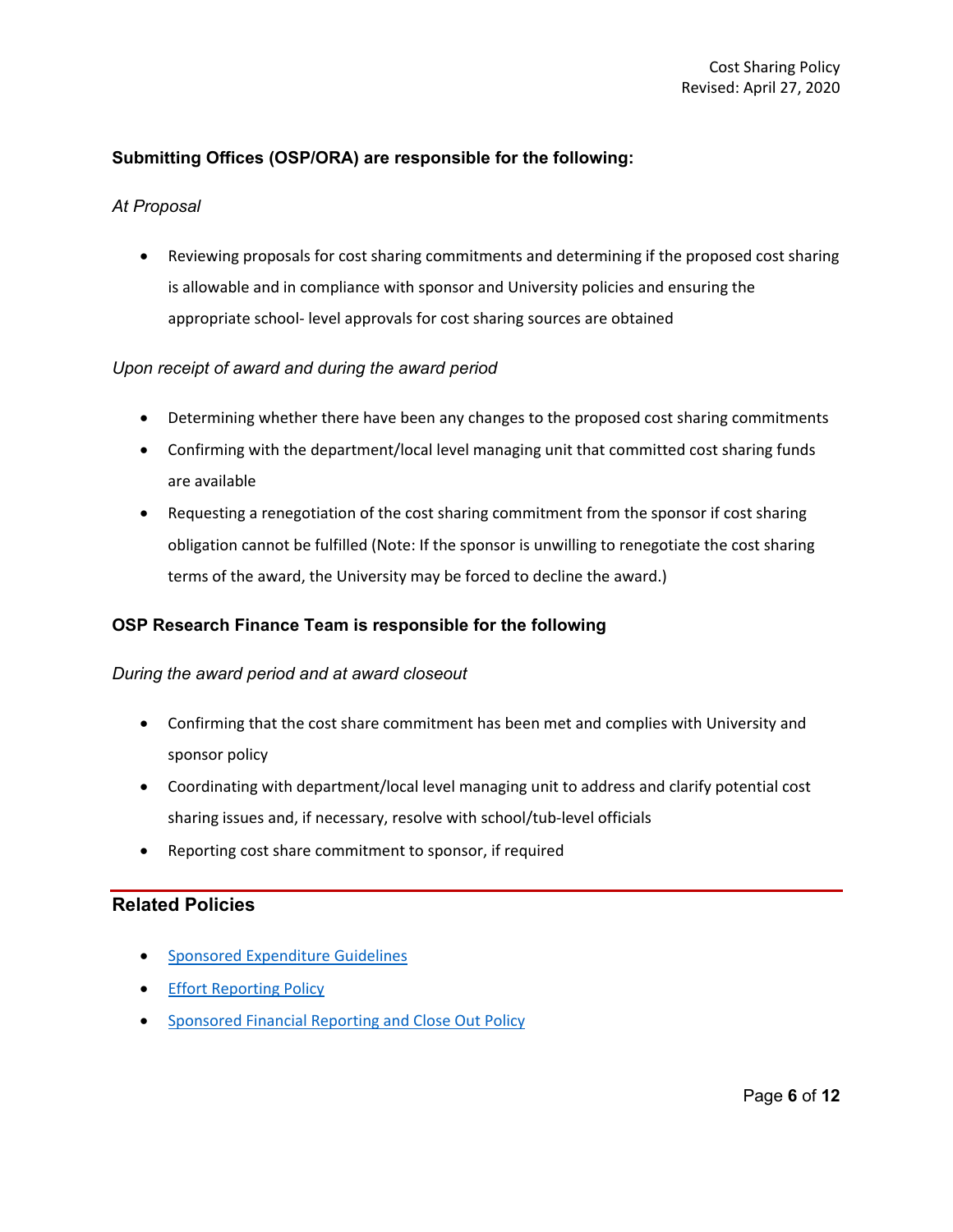**Submitting Offices (OSP/ORA) are responsible for the following:**

*At Proposal*

- Reviewing proposals for cost sharing commitments and determining if the proposed cost sharing is allowable and in compliance with sponsor and University policies and ensuring the appropriate school- level approvals for cost sharing sources are obtained

*Upon receipt of award and during the award period*

- Determining whether there have been any changes to the proposed cost sharing commitments
- Confirming with the department/local level managing unit that committed cost sharing funds are available
- Requesting a renegotiation of the cost sharing commitment from the sponsor if cost sharing obligation cannot be fulfilled (Note: If the sponsor is unwilling to renegotiate the cost sharing terms of the award, the University may be forced to decline the award.)

**OSP Research Finance Team is responsible for the following**

*During the award period and at award closeout*

- Confirming that the cost share commitment has been met and complies with University and sponsor policy
- Coordinating with department/local level managing unit to address and clarify potential cost sharing issues and, if necessary, resolve with school/tub-level officials
- Reporting cost share commitment to sponsor, if required

## Related Policies

- Sponsored Expenditure Guidelines
- Effort Reporting Policy
- Sponsored Financial Reporting and Close Out Policy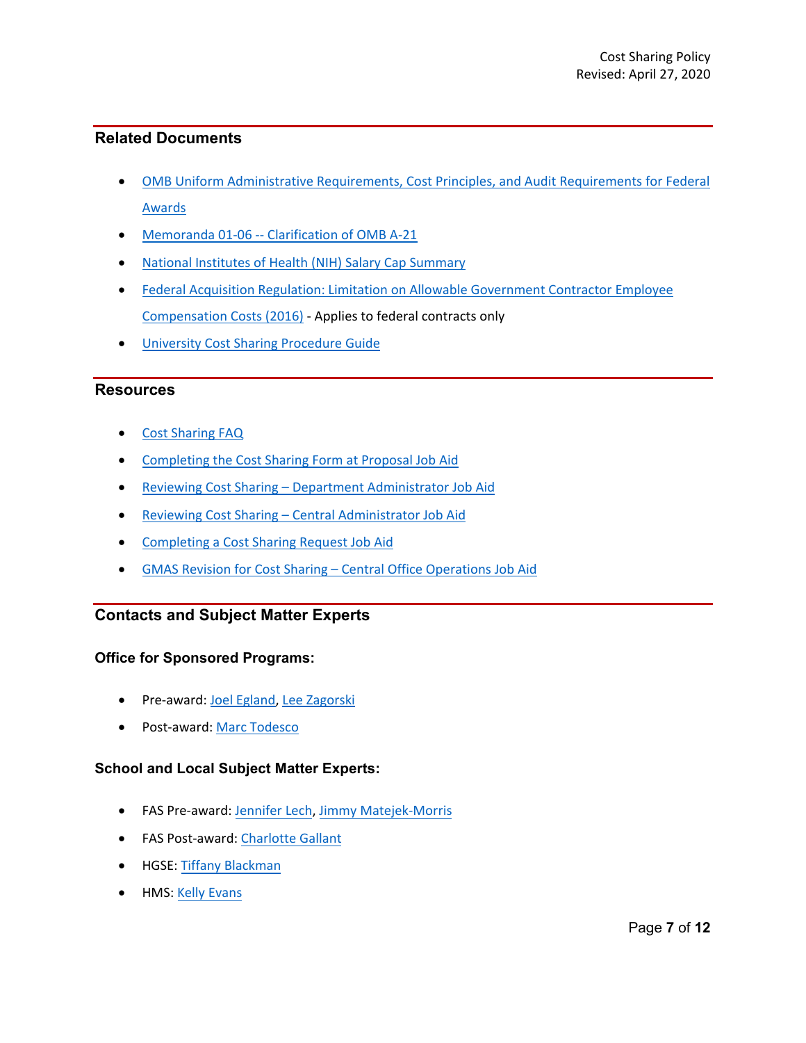## Related Documents

- OMB Uniform Administrative Requirements, Cost Principles, and Audit Requirements for Federal Awards
- Memoranda 01-06 -- Clarification of OMB A-21
- National Institutes of Health (NIH) Salary Cap Summary
- Federal Acquisition Regulation: Limitation on Allowable Government Contractor Employee Compensation Costs (2016) - Applies to federal contracts only
- University Cost Sharing Procedure Guide

## Resources

- Cost Sharing FAQ
- Completing the Cost Sharing Form at Proposal Job Aid
- Reviewing Cost Sharing – Department Administrator Job Aid
- Reviewing Cost Sharing – Central Administrator Job Aid
- Completing a Cost Sharing Request Job Aid
- GMAS Revision for Cost Sharing – Central Office Operations Job Aid

## Contacts and Subject Matter Experts

### Office for Sponsored Programs:

- Pre-award: Joel Egland, Lee Zagorski
- Post-award: Marc Todesco

### School and Local Subject Matter Experts:

- FAS Pre-award: Jennifer Lech, Jimmy Matejek-Morris
- FAS Post-award: Charlotte Gallant
- HGSE: Tiffany Blackman
- HMS: Kelly Evans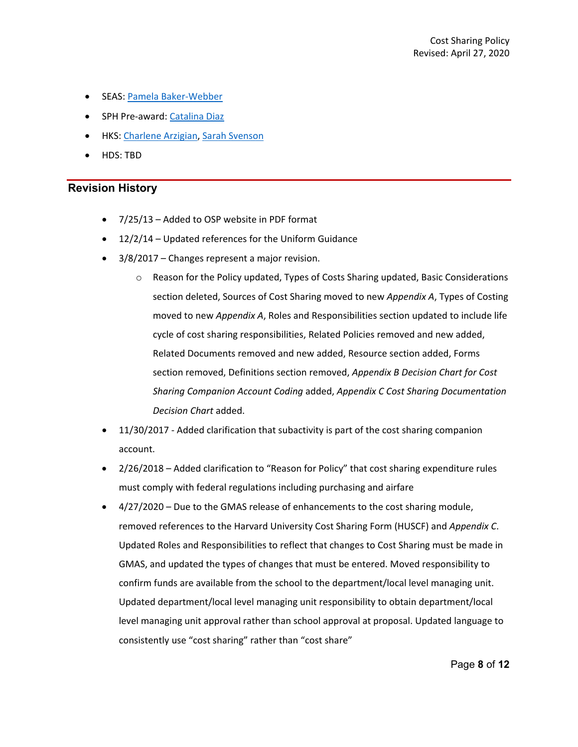- SEAS: Pamela Baker-Webber
- SPH Pre-award: Catalina Diaz
- HKS: Charlene Arzigian, Sarah Svenson
- HDS: TBD

## Revision History

- 7/25/13 – Added to OSP website in PDF format
- 12/2/14 – Updated references for the Uniform Guidance
- 3/8/2017 – Changes represent a major revision.
    - Reason for the Policy updated, Types of Costs Sharing updated, Basic Considerations section deleted, Sources of Cost Sharing moved to new *Appendix A*, Types of Costing moved to new *Appendix A*, Roles and Responsibilities section updated to include life cycle of cost sharing responsibilities, Related Policies removed and new added, Related Documents removed and new added, Resource section added, Forms section removed, Definitions section removed, *Appendix B Decision Chart for Cost Sharing Companion Account Coding* added, *Appendix C Cost Sharing Documentation Decision Chart* added.
- 11/30/2017 - Added clarification that subactivity is part of the cost sharing companion account.
- 2/26/2018 – Added clarification to "Reason for Policy" that cost sharing expenditure rules must comply with federal regulations including purchasing and airfare
- 4/27/2020 – Due to the GMAS release of enhancements to the cost sharing module, removed references to the Harvard University Cost Sharing Form (HUSCF) and *Appendix C*. Updated Roles and Responsibilities to reflect that changes to Cost Sharing must be made in GMAS, and updated the types of changes that must be entered. Moved responsibility to confirm funds are available from the school to the department/local level managing unit. Updated department/local level managing unit responsibility to obtain department/local level managing unit approval rather than school approval at proposal. Updated language to consistently use "cost sharing" rather than "cost share"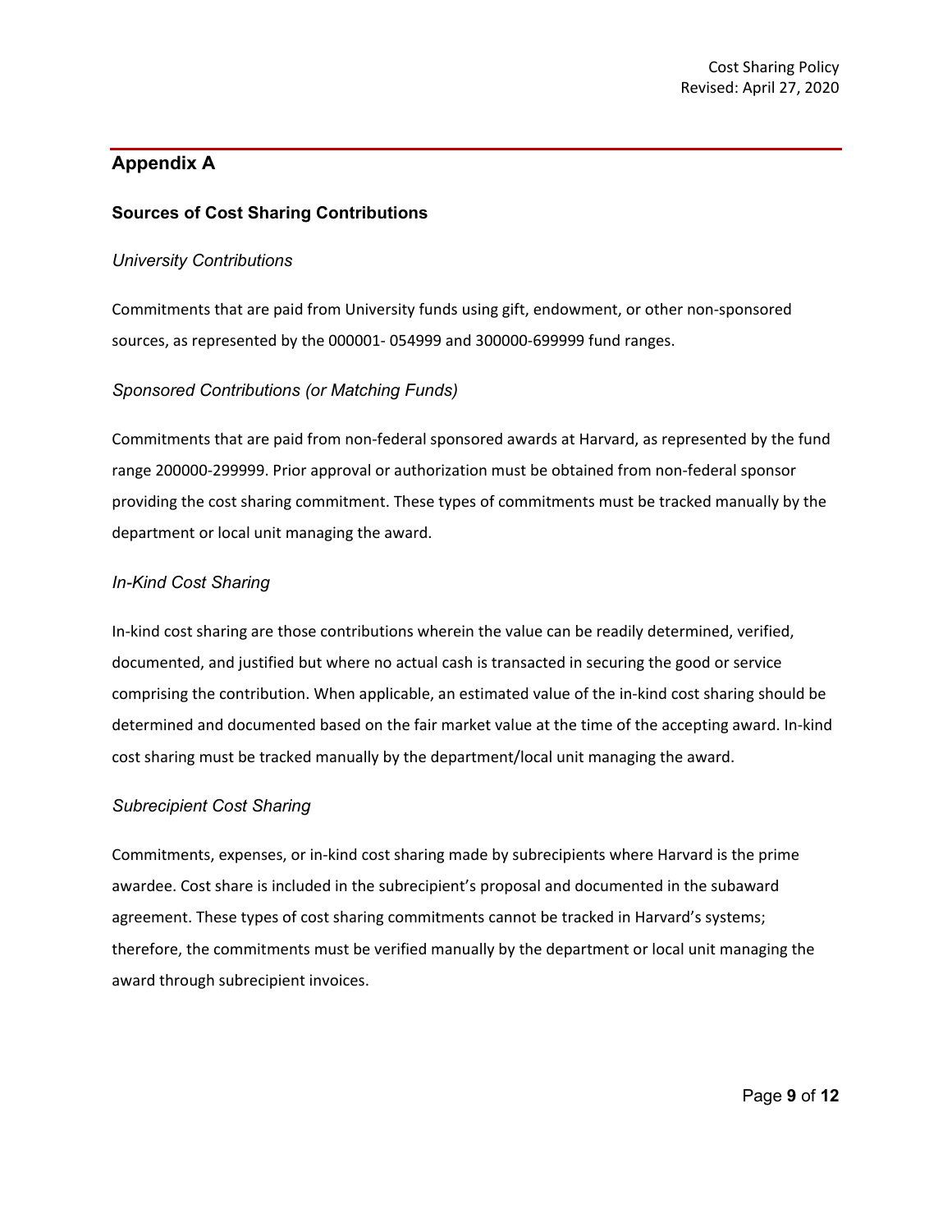## Appendix A

### Sources of Cost Sharing Contributions

#### *University Contributions*

Commitments that are paid from University funds using gift, endowment, or other non-sponsored sources, as represented by the 000001- 054999 and 300000-699999 fund ranges.

#### *Sponsored Contributions (or Matching Funds)*

Commitments that are paid from non-federal sponsored awards at Harvard, as represented by the fund range 200000-299999. Prior approval or authorization must be obtained from non-federal sponsor providing the cost sharing commitment. These types of commitments must be tracked manually by the department or local unit managing the award.

#### *In-Kind Cost Sharing*

In-kind cost sharing are those contributions wherein the value can be readily determined, verified, documented, and justified but where no actual cash is transacted in securing the good or service comprising the contribution. When applicable, an estimated value of the in-kind cost sharing should be determined and documented based on the fair market value at the time of the accepting award. In-kind cost sharing must be tracked manually by the department/local unit managing the award.

#### *Subrecipient Cost Sharing*

Commitments, expenses, or in-kind cost sharing made by subrecipients where Harvard is the prime awardee. Cost share is included in the subrecipient's proposal and documented in the subaward agreement. These types of cost sharing commitments cannot be tracked in Harvard's systems; therefore, the commitments must be verified manually by the department or local unit managing the award through subrecipient invoices.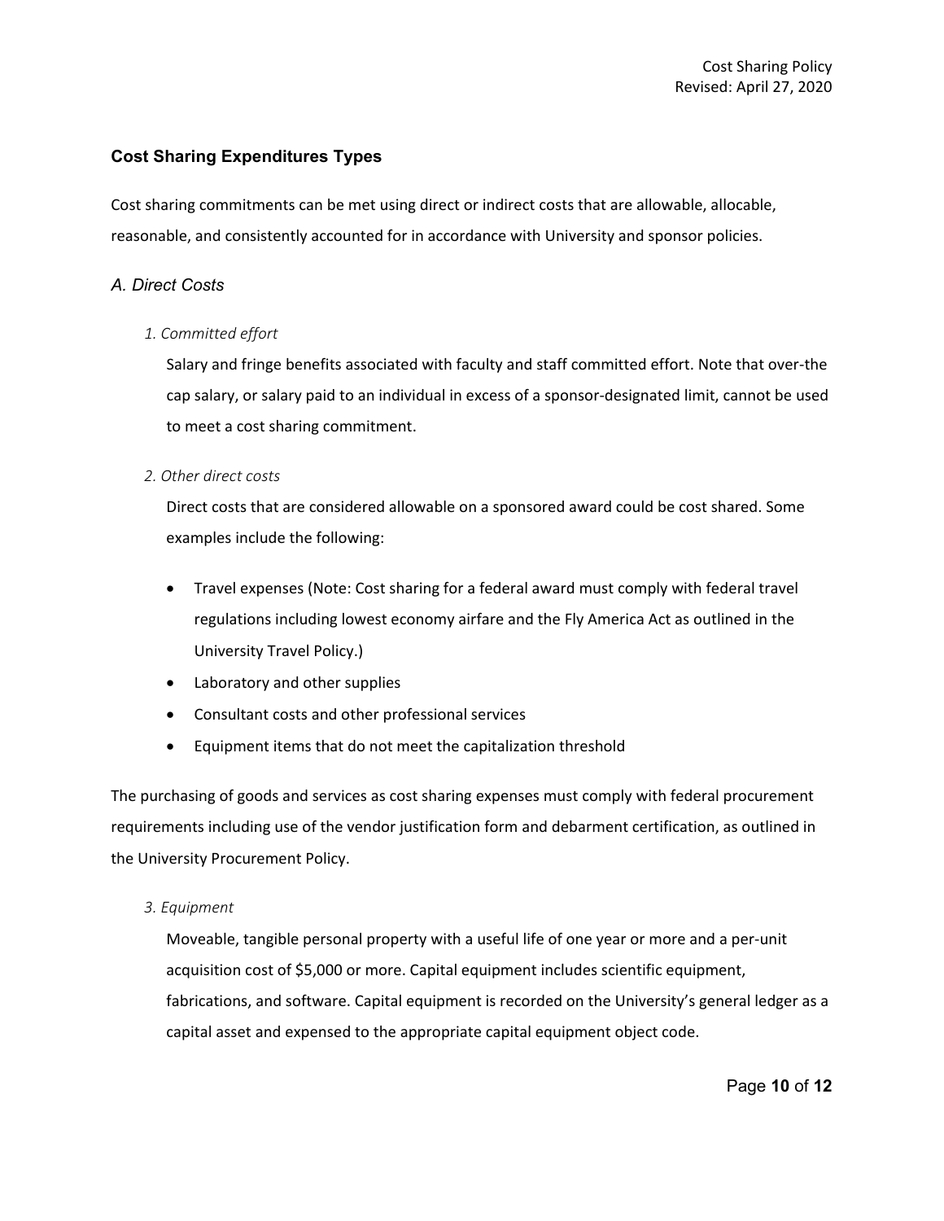## Cost Sharing Expenditures Types

Cost sharing commitments can be met using direct or indirect costs that are allowable, allocable, reasonable, and consistently accounted for in accordance with University and sponsor policies.

### *A. Direct Costs*

*1. Committed effort*

Salary and fringe benefits associated with faculty and staff committed effort. Note that over-the cap salary, or salary paid to an individual in excess of a sponsor-designated limit, cannot be used to meet a cost sharing commitment.

*2. Other direct costs*

Direct costs that are considered allowable on a sponsored award could be cost shared. Some examples include the following:

- Travel expenses (Note: Cost sharing for a federal award must comply with federal travel regulations including lowest economy airfare and the Fly America Act as outlined in the University Travel Policy.)
- Laboratory and other supplies
- Consultant costs and other professional services
- Equipment items that do not meet the capitalization threshold

The purchasing of goods and services as cost sharing expenses must comply with federal procurement requirements including use of the vendor justification form and debarment certification, as outlined in the University Procurement Policy.

*3. Equipment*

Moveable, tangible personal property with a useful life of one year or more and a per-unit acquisition cost of $5,000 or more. Capital equipment includes scientific equipment, fabrications, and software. Capital equipment is recorded on the University's general ledger as a capital asset and expensed to the appropriate capital equipment object code.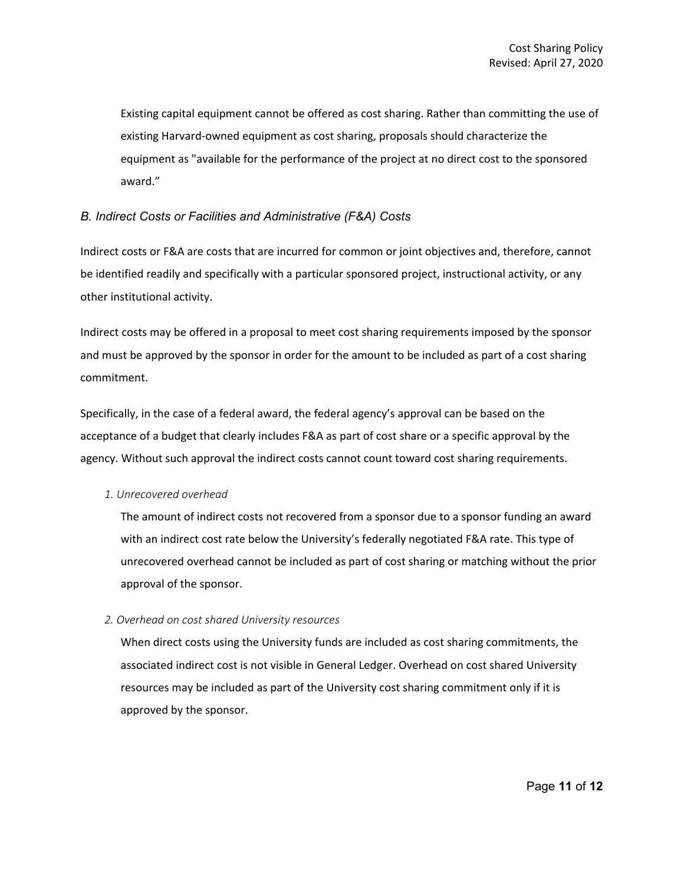Existing capital equipment cannot be offered as cost sharing. Rather than committing the use of existing Harvard-owned equipment as cost sharing, proposals should characterize the equipment as "available for the performance of the project at no direct cost to the sponsored award."

### *B. Indirect Costs or Facilities and Administrative (F&A) Costs*

Indirect costs or F&A are costs that are incurred for common or joint objectives and, therefore, cannot be identified readily and specifically with a particular sponsored project, instructional activity, or any other institutional activity.

Indirect costs may be offered in a proposal to meet cost sharing requirements imposed by the sponsor and must be approved by the sponsor in order for the amount to be included as part of a cost sharing commitment.

Specifically, in the case of a federal award, the federal agency's approval can be based on the acceptance of a budget that clearly includes F&A as part of cost share or a specific approval by the agency. Without such approval the indirect costs cannot count toward cost sharing requirements.

*1. Unrecovered overhead*

The amount of indirect costs not recovered from a sponsor due to a sponsor funding an award with an indirect cost rate below the University's federally negotiated F&A rate. This type of unrecovered overhead cannot be included as part of cost sharing or matching without the prior approval of the sponsor.

*2. Overhead on cost shared University resources*

When direct costs using the University funds are included as cost sharing commitments, the associated indirect cost is not visible in General Ledger. Overhead on cost shared University resources may be included as part of the University cost sharing commitment only if it is approved by the sponsor.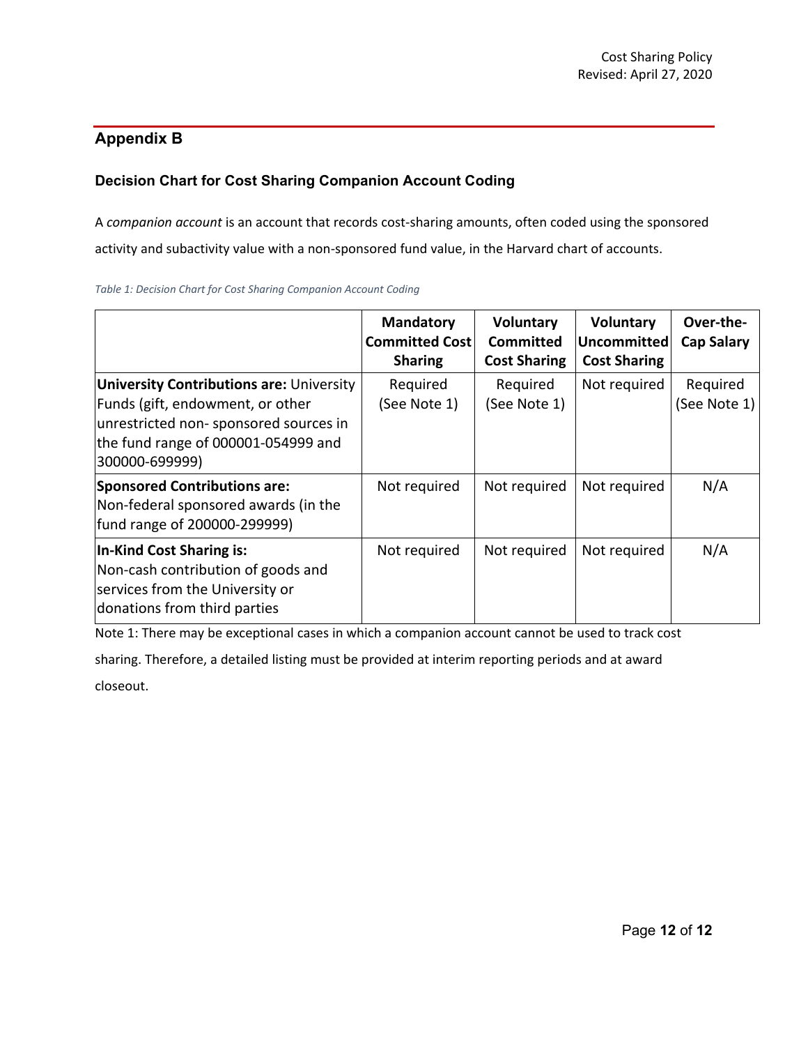## Appendix B

### Decision Chart for Cost Sharing Companion Account Coding

A *companion account* is an account that records cost-sharing amounts, often coded using the sponsored activity and subactivity value with a non-sponsored fund value, in the Harvard chart of accounts.

*Table 1: Decision Chart for Cost Sharing Companion Account Coding*

| | Mandatory Committed Cost Sharing | Voluntary Committed Cost Sharing | Voluntary Uncommitted Cost Sharing | Over-the-Cap Salary |
|---|---|---|---|---|
| **University Contributions are:** University Funds (gift, endowment, or other unrestricted non- sponsored sources in the fund range of 000001-054999 and 300000-699999) | Required (See Note 1) | Required (See Note 1) | Not required | Required (See Note 1) |
| **Sponsored Contributions are:** Non-federal sponsored awards (in the fund range of 200000-299999) | Not required | Not required | Not required | N/A |
| **In-Kind Cost Sharing is:** Non-cash contribution of goods and services from the University or donations from third parties | Not required | Not required | Not required | N/A |

Note 1: There may be exceptional cases in which a companion account cannot be used to track cost sharing. Therefore, a detailed listing must be provided at interim reporting periods and at award closeout.